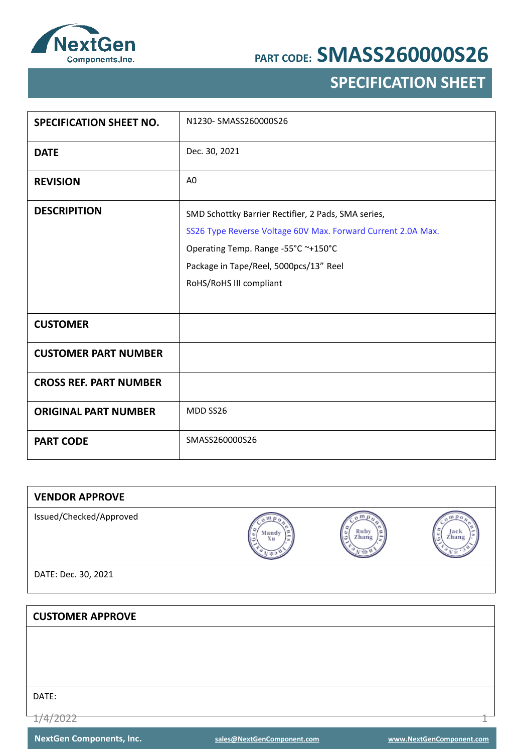# PART CODE: SMASS260000S26

## SPECIFICATION SHEET

| | |
|---|---|
| **SPECIFICATION SHEET NO.** | N1230- SMASS260000S26 |
| **DATE** | Dec. 30, 2021 |
| **REVISION** | A0 |
| **DESCRIPITION** | SMD Schottky Barrier Rectifier, 2 Pads, SMA series,<br>SS26 Type Reverse Voltage 60V Max. Forward Current 2.0A Max.<br>Operating Temp. Range -55°C ~+150°C<br>Package in Tape/Reel, 5000pcs/13" Reel<br>RoHS/RoHS III compliant |
| **CUSTOMER** | |
| **CUSTOMER PART NUMBER** | |
| **CROSS REF. PART NUMBER** | |
| **ORIGINAL PART NUMBER** | MDD SS26 |
| **PART CODE** | SMASS260000S26 |

| **VENDOR APPROVE** | | | |
|---|---|---|---|
| Issued/Checked/Approved | Mandy Xu | Ruby Zhang | Jack Zhang |
| DATE: Dec. 30, 2021 | | | |

| **CUSTOMER APPROVE** |
|---|
| |
| DATE: |

1/4/2022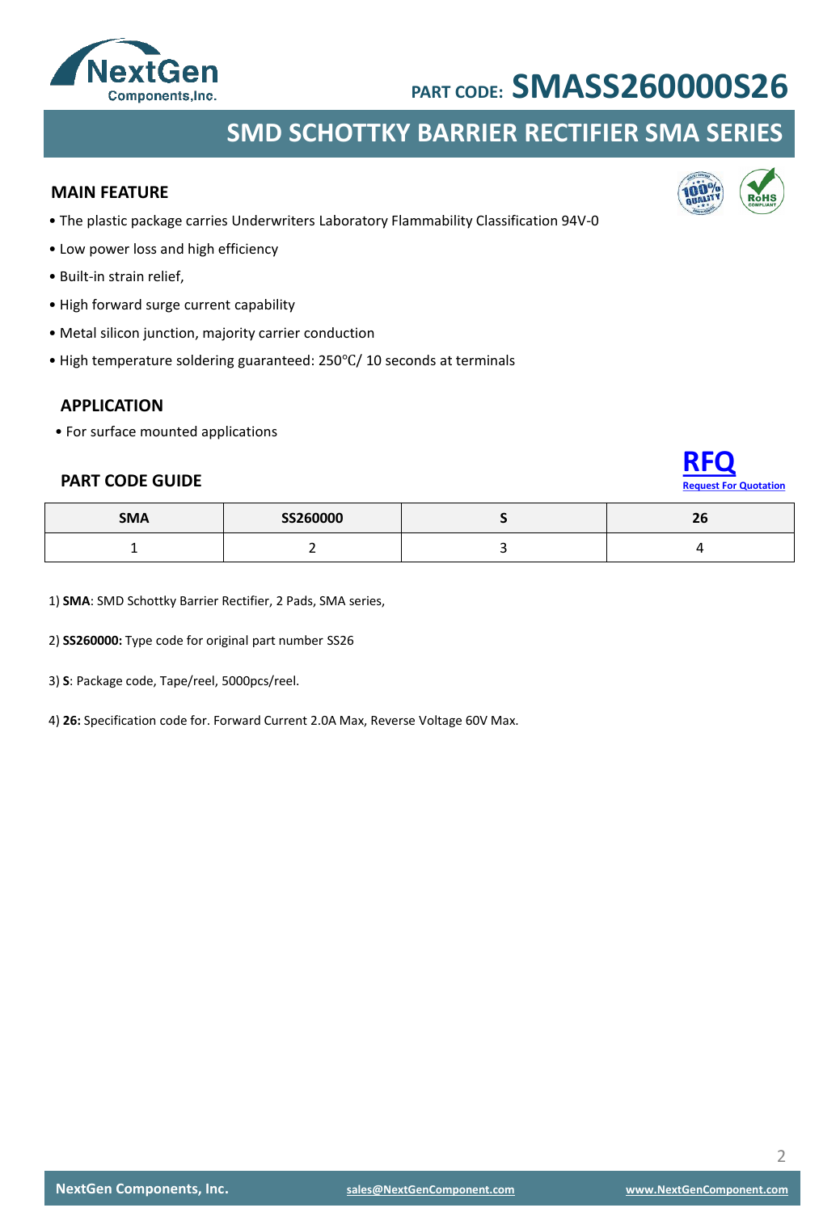PART CODE: **SMASS260000S26**

# SMD SCHOTTKY BARRIER RECTIFIER SMA SERIES

## MAIN FEATURE

- The plastic package carries Underwriters Laboratory Flammability Classification 94V-0
- Low power loss and high efficiency
- Built-in strain relief,
- High forward surge current capability
- Metal silicon junction, majority carrier conduction
- High temperature soldering guaranteed: 250°C/ 10 seconds at terminals

## APPLICATION

- For surface mounted applications

**RFQ**
**Request For Quotation**

## PART CODE GUIDE

| SMA | SS260000 | S | 26 |
|---|---|---|---|
| 1 | 2 | 3 | 4 |

1) **SMA**: SMD Schottky Barrier Rectifier, 2 Pads, SMA series,

2) **SS260000:** Type code for original part number SS26

3) **S**: Package code, Tape/reel, 5000pcs/reel.

4) **26:** Specification code for. Forward Current 2.0A Max, Reverse Voltage 60V Max.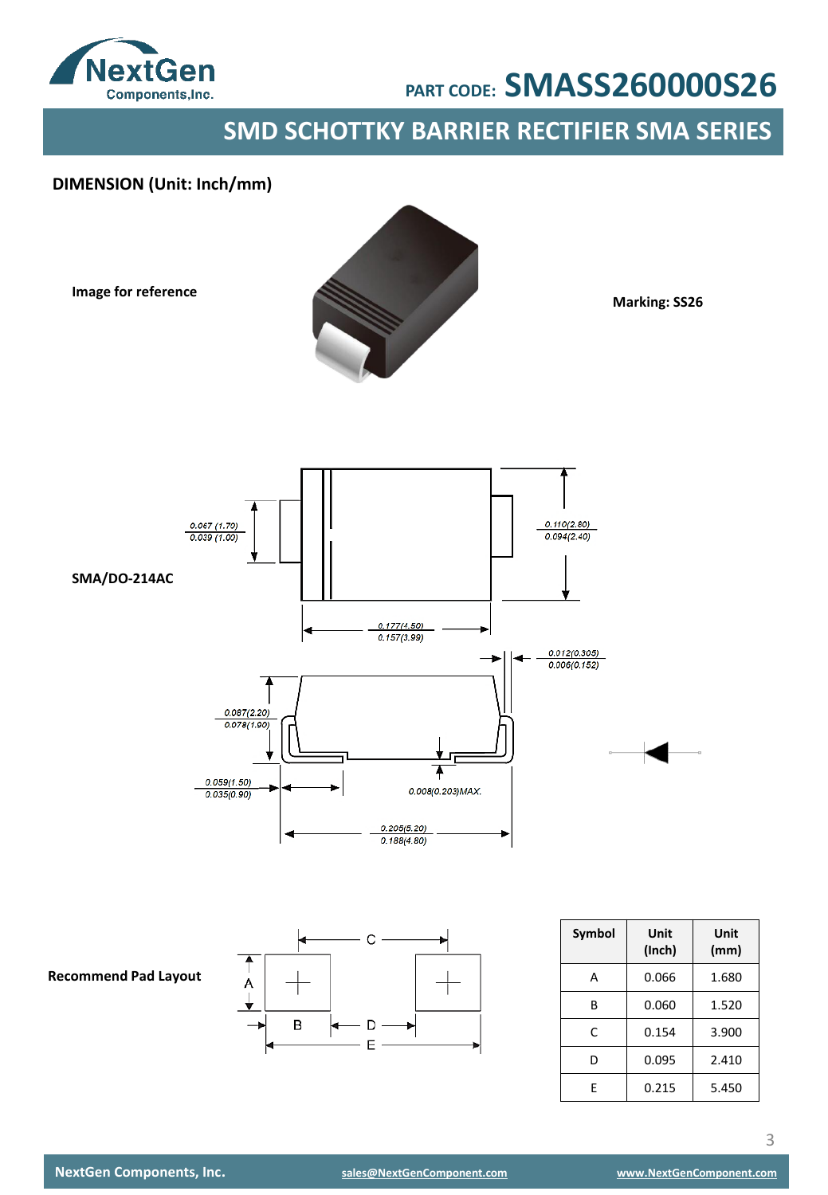**PART CODE: SMASS260000S26**

## SMD SCHOTTKY BARRIER RECTIFIER SMA SERIES

### DIMENSION (Unit: Inch/mm)

**Image for reference**

**Marking: SS26**

**SMA/DO-214AC**

0.067 (1.70) / 0.039 (1.00)

0.110(2.80) / 0.094(2.40)

0.177(4.50) / 0.157(3.99)

0.012(0.305) / 0.006(0.152)

0.087(2.20) / 0.078(1.90)

0.059(1.50) / 0.035(0.90)

0.008(0.203)MAX.

0.205(5.20) / 0.188(4.80)

**Recommend Pad Layout**

| Symbol | Unit (Inch) | Unit (mm) |
|---|---|---|
| A | 0.066 | 1.680 |
| B | 0.060 | 1.520 |
| C | 0.154 | 3.900 |
| D | 0.095 | 2.410 |
| E | 0.215 | 5.450 |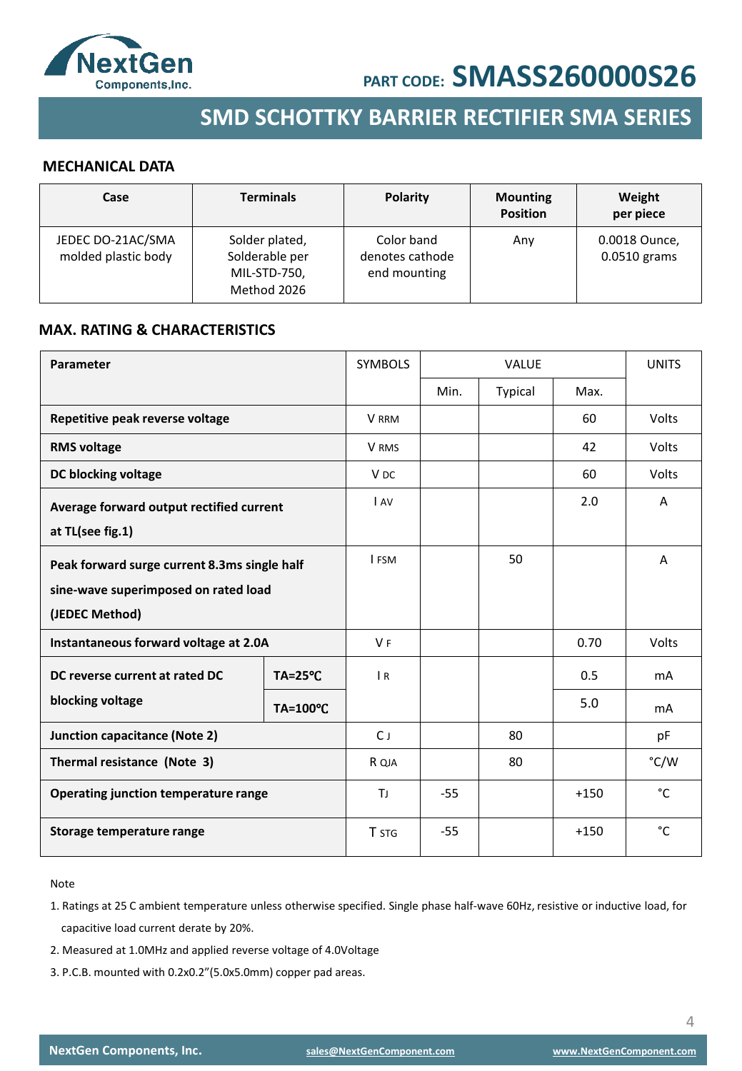PART CODE: **SMASS260000S26**

# SMD SCHOTTKY BARRIER RECTIFIER SMA SERIES

## MECHANICAL DATA

| Case | Terminals | Polarity | Mounting Position | Weight per piece |
|---|---|---|---|---|
| JEDEC DO-21AC/SMA molded plastic body | Solder plated, Solderable per MIL-STD-750, Method 2026 | Color band denotes cathode end mounting | Any | 0.0018 Ounce, 0.0510 grams |

## MAX. RATING & CHARACTERISTICS

| Parameter | | SYMBOLS | VALUE | | | UNITS |
|---|---|---|---|---|---|---|
| | | | Min. | Typical | Max. | |
| **Repetitive peak reverse voltage** | | $V_{RRM}$ | | | 60 | Volts |
| **RMS voltage** | | $V_{RMS}$ | | | 42 | Volts |
| **DC blocking voltage** | | $V_{DC}$ | | | 60 | Volts |
| **Average forward output rectified current at TL(see fig.1)** | | $I_{AV}$ | | | 2.0 | A |
| **Peak forward surge current 8.3ms single half sine-wave superimposed on rated load (JEDEC Method)** | | $I_{FSM}$ | | 50 | | A |
| **Instantaneous forward voltage at 2.0A** | | $V_F$ | | | 0.70 | Volts |
| **DC reverse current at rated DC blocking voltage** | **TA=25℃** | $I_R$ | | | 0.5 | mA |
| | **TA=100℃** | | | | 5.0 | mA |
| **Junction capacitance (Note 2)** | | $C_J$ | | 80 | | pF |
| **Thermal resistance (Note 3)** | | $R_{QJA}$ | | 80 | | °C/W |
| **Operating junction temperature range** | | $T_J$ | -55 | | +150 | °C |
| **Storage temperature range** | | $T_{STG}$ | -55 | | +150 | °C |

Note

1. Ratings at 25 C ambient temperature unless otherwise specified. Single phase half-wave 60Hz, resistive or inductive load, for capacitive load current derate by 20%.
2. Measured at 1.0MHz and applied reverse voltage of 4.0Voltage
3. P.C.B. mounted with 0.2x0.2"(5.0x5.0mm) copper pad areas.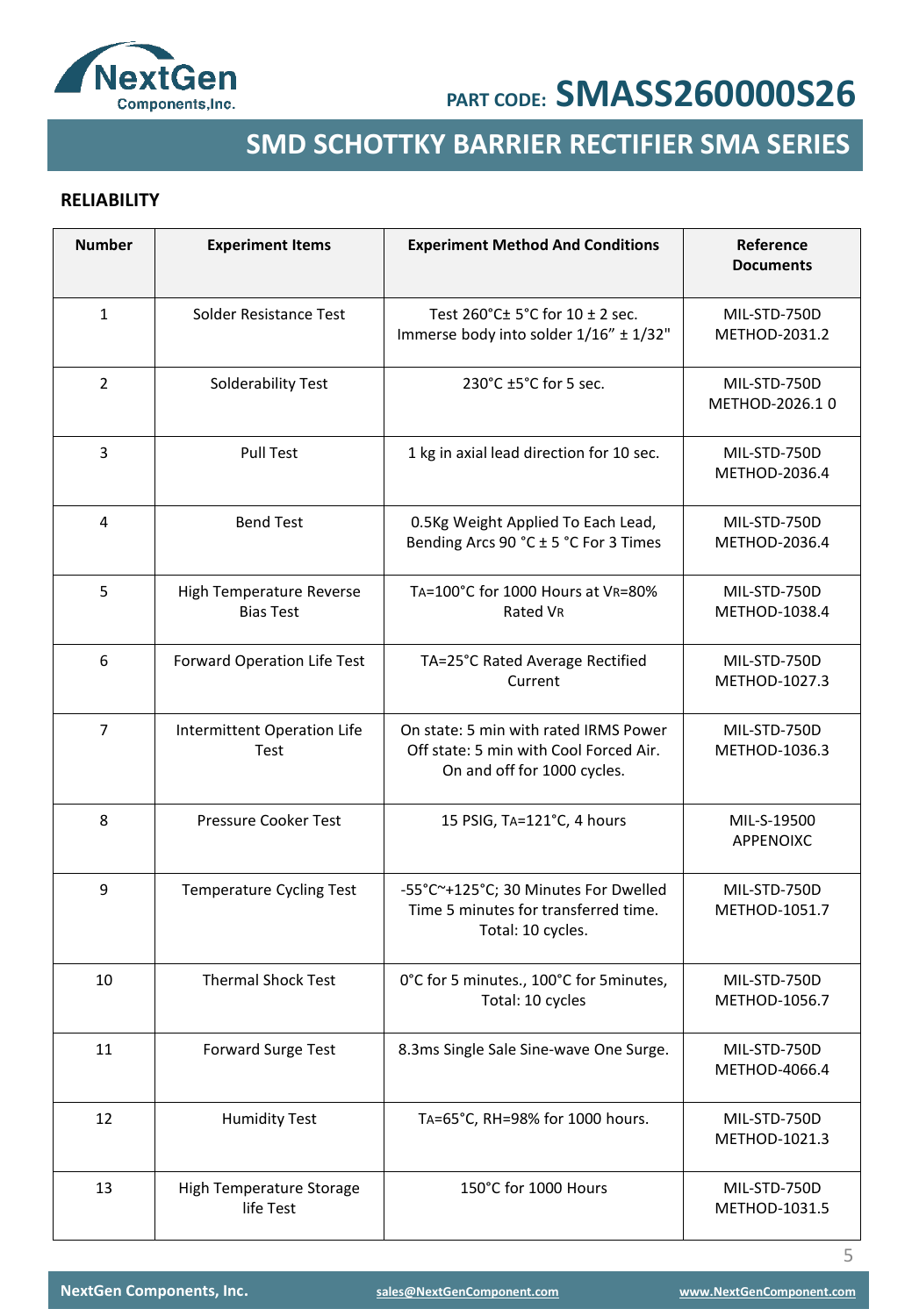## RELIABILITY

| Number | Experiment Items | Experiment Method And Conditions | Reference Documents |
|---|---|---|---|
| 1 | Solder Resistance Test | Test 260°C± 5°C for 10 ± 2 sec. Immerse body into solder 1/16" ± 1/32" | MIL-STD-750D METHOD-2031.2 |
| 2 | Solderability Test | 230°C ±5°C for 5 sec. | MIL-STD-750D METHOD-2026.1 0 |
| 3 | Pull Test | 1 kg in axial lead direction for 10 sec. | MIL-STD-750D METHOD-2036.4 |
| 4 | Bend Test | 0.5Kg Weight Applied To Each Lead, Bending Arcs 90 °C ± 5 °C For 3 Times | MIL-STD-750D METHOD-2036.4 |
| 5 | High Temperature Reverse Bias Test | $T_A$=100°C for 1000 Hours at $V_R$=80% Rated $V_R$ | MIL-STD-750D METHOD-1038.4 |
| 6 | Forward Operation Life Test | TA=25°C Rated Average Rectified Current | MIL-STD-750D METHOD-1027.3 |
| 7 | Intermittent Operation Life Test | On state: 5 min with rated IRMS Power Off state: 5 min with Cool Forced Air. On and off for 1000 cycles. | MIL-STD-750D METHOD-1036.3 |
| 8 | Pressure Cooker Test | 15 PSIG, $T_A$=121°C, 4 hours | MIL-S-19500 APPENOIXC |
| 9 | Temperature Cycling Test | -55°C~+125°C; 30 Minutes For Dwelled Time 5 minutes for transferred time. Total: 10 cycles. | MIL-STD-750D METHOD-1051.7 |
| 10 | Thermal Shock Test | 0°C for 5 minutes., 100°C for 5minutes, Total: 10 cycles | MIL-STD-750D METHOD-1056.7 |
| 11 | Forward Surge Test | 8.3ms Single Sale Sine-wave One Surge. | MIL-STD-750D METHOD-4066.4 |
| 12 | Humidity Test | $T_A$=65°C, RH=98% for 1000 hours. | MIL-STD-750D METHOD-1021.3 |
| 13 | High Temperature Storage life Test | 150°C for 1000 Hours | MIL-STD-750D METHOD-1031.5 |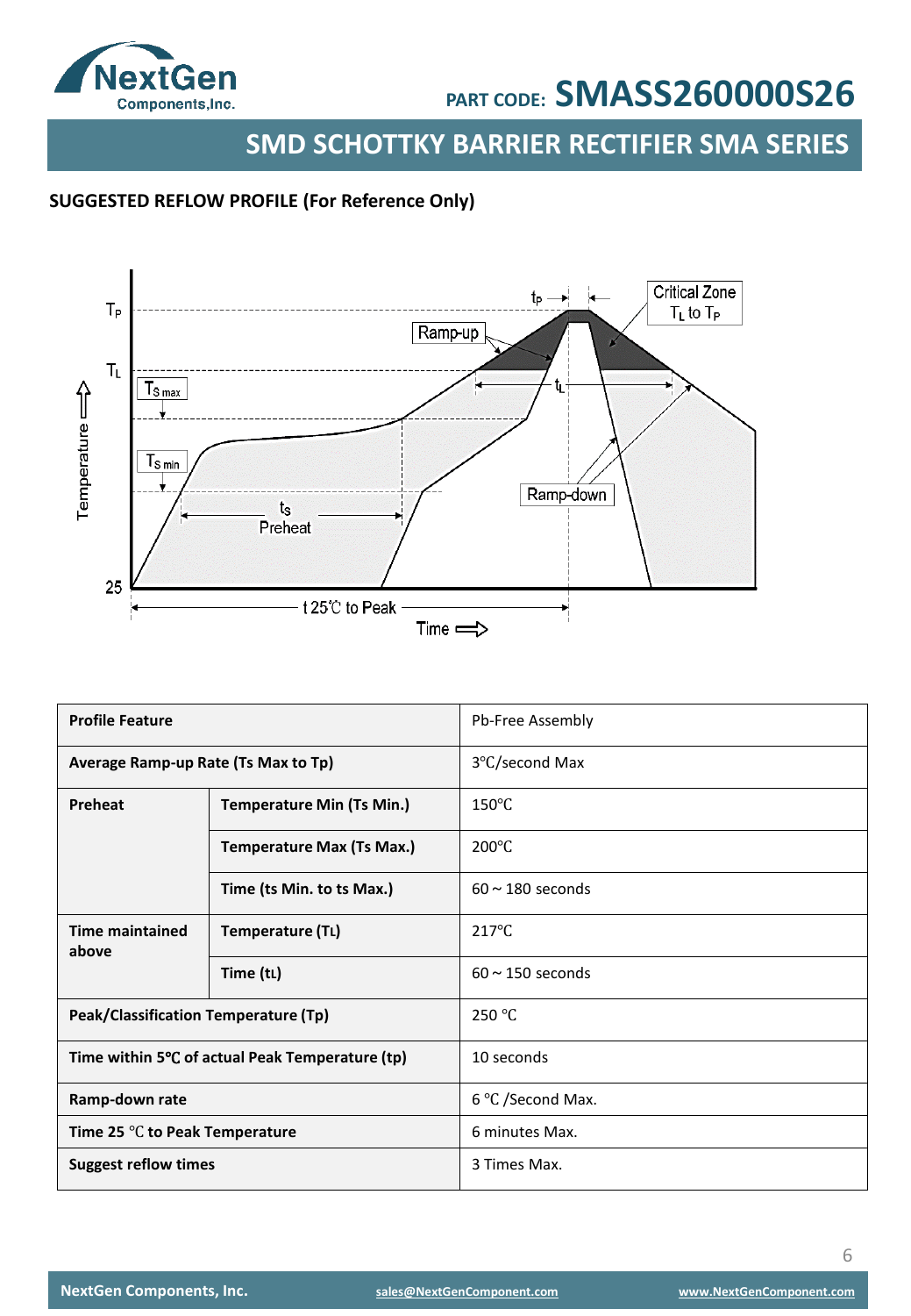## SUGGESTED REFLOW PROFILE (For Reference Only)

| Profile Feature | | Pb-Free Assembly |
|---|---|---|
| **Average Ramp-up Rate (Ts Max to Tp)** | | 3℃/second Max |
| **Preheat** | **Temperature Min (Ts Min.)** | 150℃ |
| | **Temperature Max (Ts Max.)** | 200℃ |
| | **Time (ts Min. to ts Max.)** | 60 ~ 180 seconds |
| **Time maintained above** | **Temperature ($T_L$)** | 217℃ |
| | **Time ($t_L$)** | 60 ~ 150 seconds |
| **Peak/Classification Temperature (Tp)** | | 250 ℃ |
| **Time within 5℃ of actual Peak Temperature (tp)** | | 10 seconds |
| **Ramp-down rate** | | 6 ℃ /Second Max. |
| **Time 25 ℃ to Peak Temperature** | | 6 minutes Max. |
| **Suggest reflow times** | | 3 Times Max. |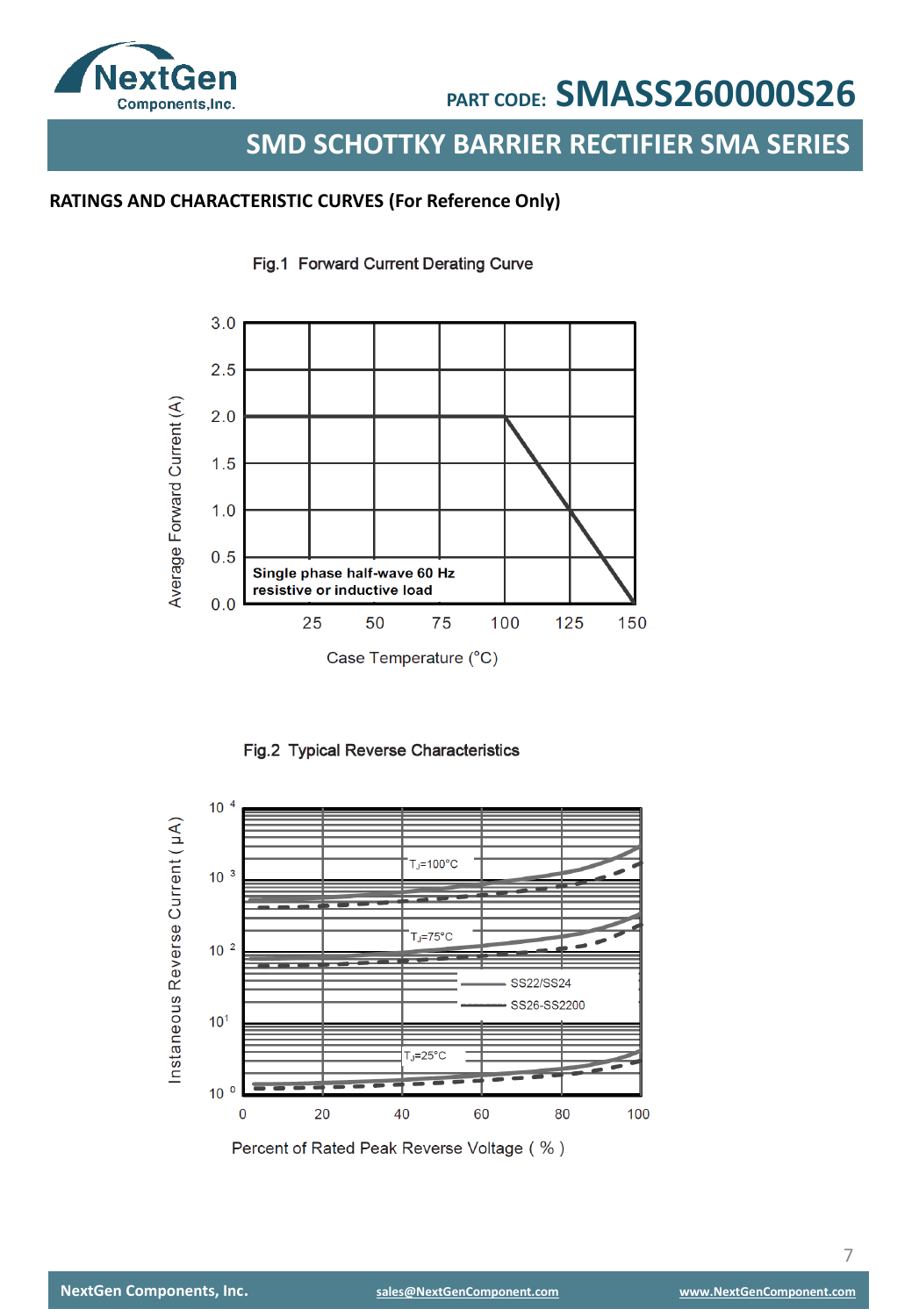## RATINGS AND CHARACTERISTIC CURVES (For Reference Only)

Fig.1 Forward Current Derating Curve

Average Forward Current (A)

3.0
2.5
2.0
1.5
1.0
0.5
0.0

Single phase half-wave 60 Hz
resistive or inductive load

25 50 75 100 125 150

Case Temperature (°C)

Fig.2 Typical Reverse Characteristics

Instaneous Reverse Current ( μA)

$10^4$
$10^3$
$10^2$
$10^1$
$10^0$

$T_J$=100°C

$T_J$=75°C

$T_J$=25°C

SS22/SS24
SS26-SS2200

0 20 40 60 80 100

Percent of Rated Peak Reverse Voltage ( % )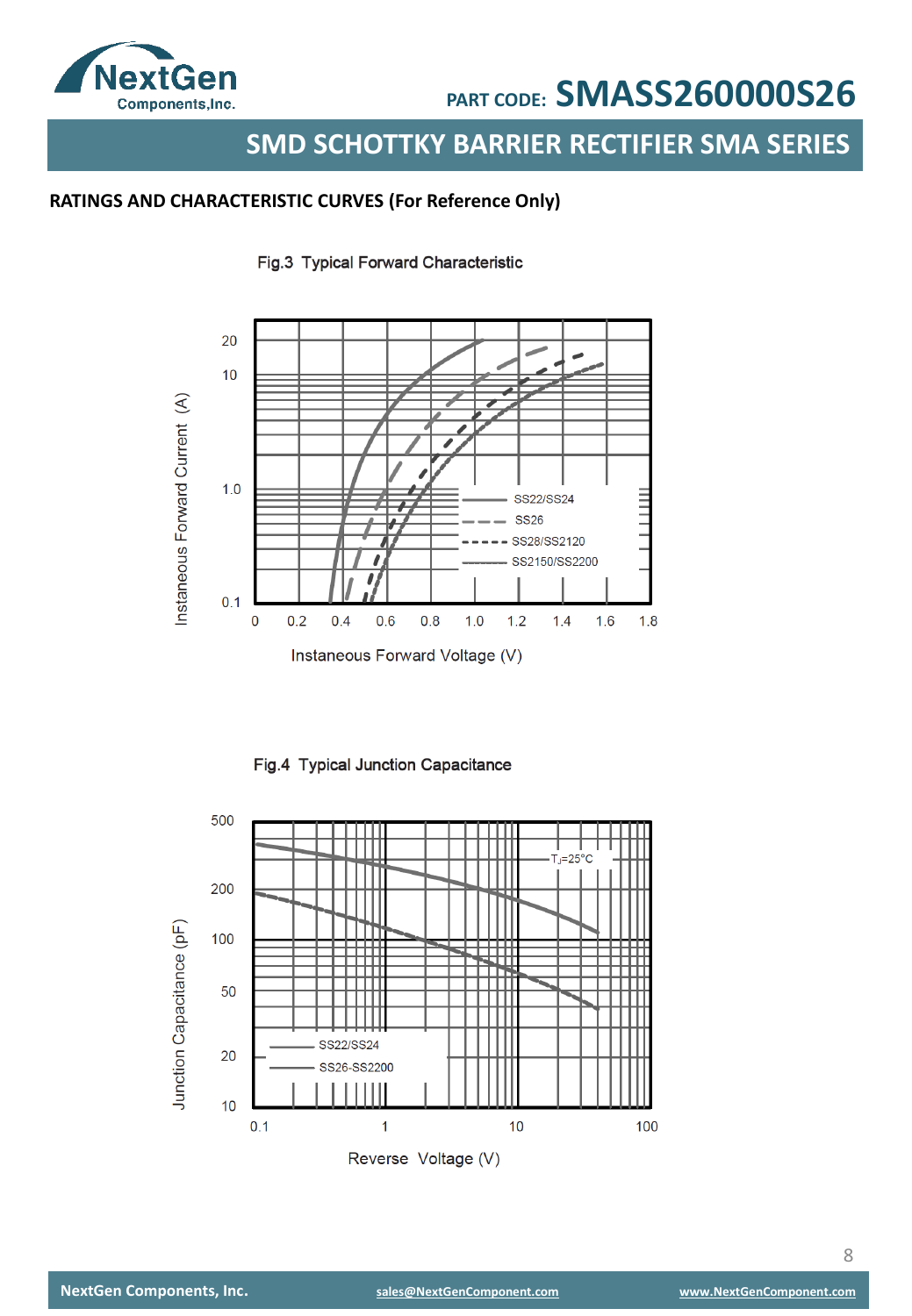## RATINGS AND CHARACTERISTIC CURVES (For Reference Only)

Fig.3 Typical Forward Characteristic

Instaneous Forward Current (A)

Instaneous Forward Voltage (V)

SS22/SS24
SS26
SS28/SS2120
SS2150/SS2200

Fig.4 Typical Junction Capacitance

Junction Capacitance (pF)

Reverse Voltage (V)

$T_J$=25°C

SS22/SS24
SS26-SS2200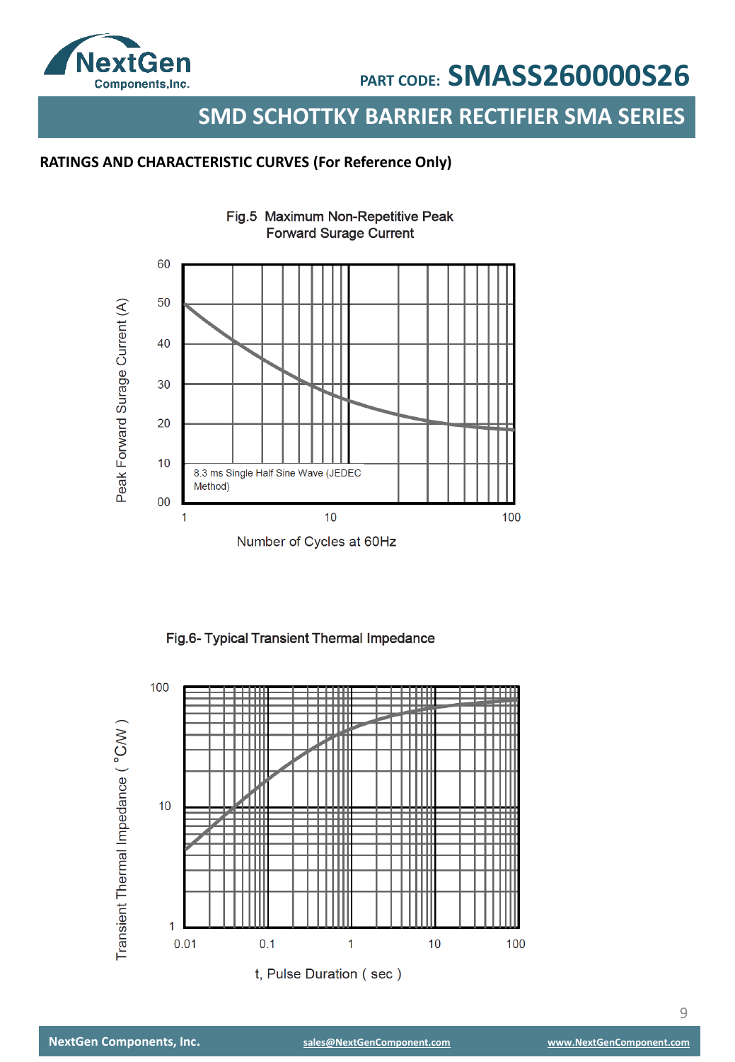# SMD SCHOTTKY BARRIER RECTIFIER SMA SERIES

PART CODE: SMASS260000S26

## RATINGS AND CHARACTERISTIC CURVES (For Reference Only)

Fig.5 Maximum Non-Repetitive Peak Forward Surge Current

Peak Forward Surge Current (A)

60
50
40
30
20
10
00

1 10 100

Number of Cycles at 60Hz

8.3 ms Single Half Sine Wave (JEDEC Method)

Fig.6- Typical Transient Thermal Impedance

Transient Thermal Impedance ( °C/W )

100
10
1

0.01 0.1 1 10 100

t, Pulse Duration ( sec )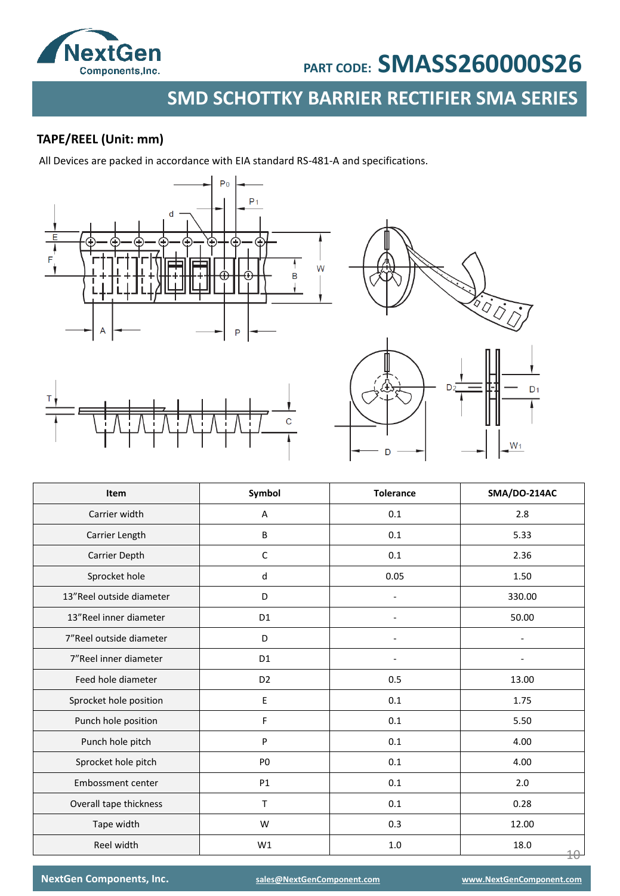## TAPE/REEL (Unit: mm)

All Devices are packed in accordance with EIA standard RS-481-A and specifications.

| Item | Symbol | Tolerance | SMA/DO-214AC |
|---|---|---|---|
| Carrier width | A | 0.1 | 2.8 |
| Carrier Length | B | 0.1 | 5.33 |
| Carrier Depth | C | 0.1 | 2.36 |
| Sprocket hole | d | 0.05 | 1.50 |
| 13"Reel outside diameter | D | - | 330.00 |
| 13"Reel inner diameter | D1 | - | 50.00 |
| 7"Reel outside diameter | D | - | - |
| 7"Reel inner diameter | D1 | - | - |
| Feed hole diameter | D2 | 0.5 | 13.00 |
| Sprocket hole position | E | 0.1 | 1.75 |
| Punch hole position | F | 0.1 | 5.50 |
| Punch hole pitch | P | 0.1 | 4.00 |
| Sprocket hole pitch | P0 | 0.1 | 4.00 |
| Embossment center | P1 | 0.1 | 2.0 |
| Overall tape thickness | T | 0.1 | 0.28 |
| Tape width | W | 0.3 | 12.00 |
| Reel width | W1 | 1.0 | 18.0 |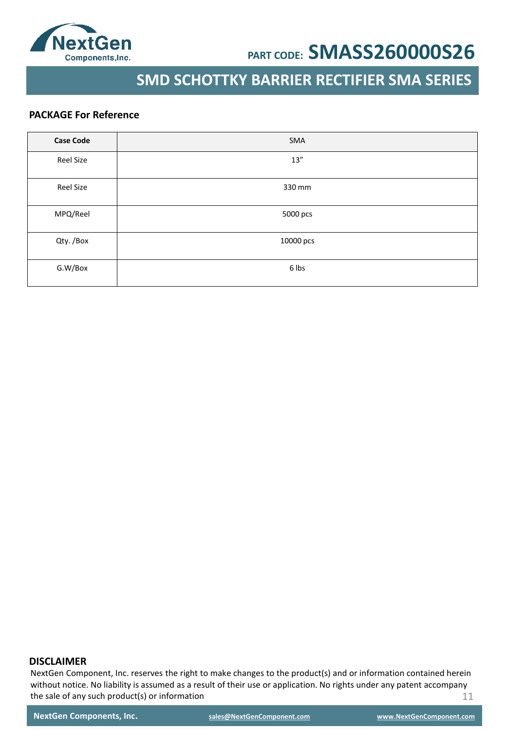## PACKAGE For Reference

| Case Code | SMA |
|---|---|
| Reel Size | 13” |
| Reel Size | 330 mm |
| MPQ/Reel | 5000 pcs |
| Qty. /Box | 10000 pcs |
| G.W/Box | 6 lbs |

## DISCLAIMER

NextGen Component, Inc. reserves the right to make changes to the product(s) and or information contained herein without notice. No liability is assumed as a result of their use or application. No rights under any patent accompany the sale of any such product(s) or information